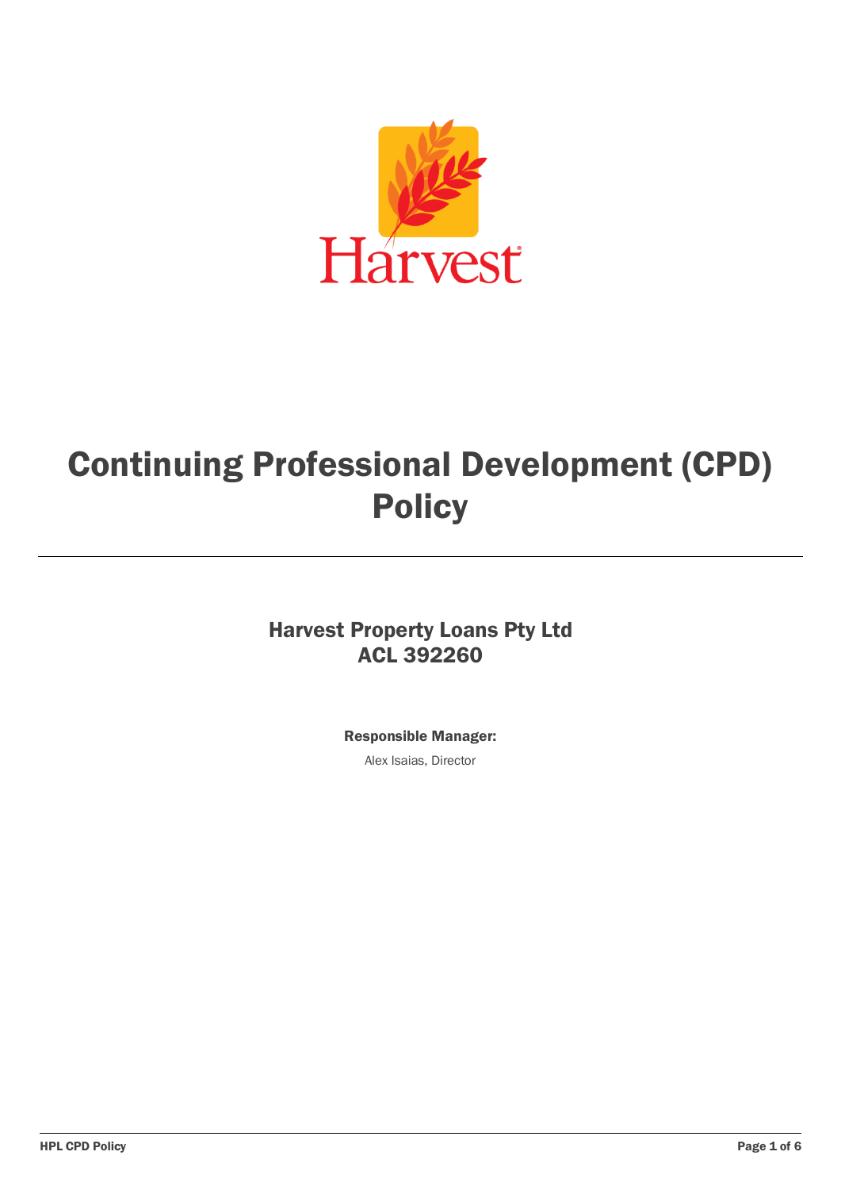Harvest

# Continuing Professional Development (CPD) Policy

---

## Harvest Property Loans Pty Ltd
## ACL 392260

**Responsible Manager:**

Alex Isaias, Director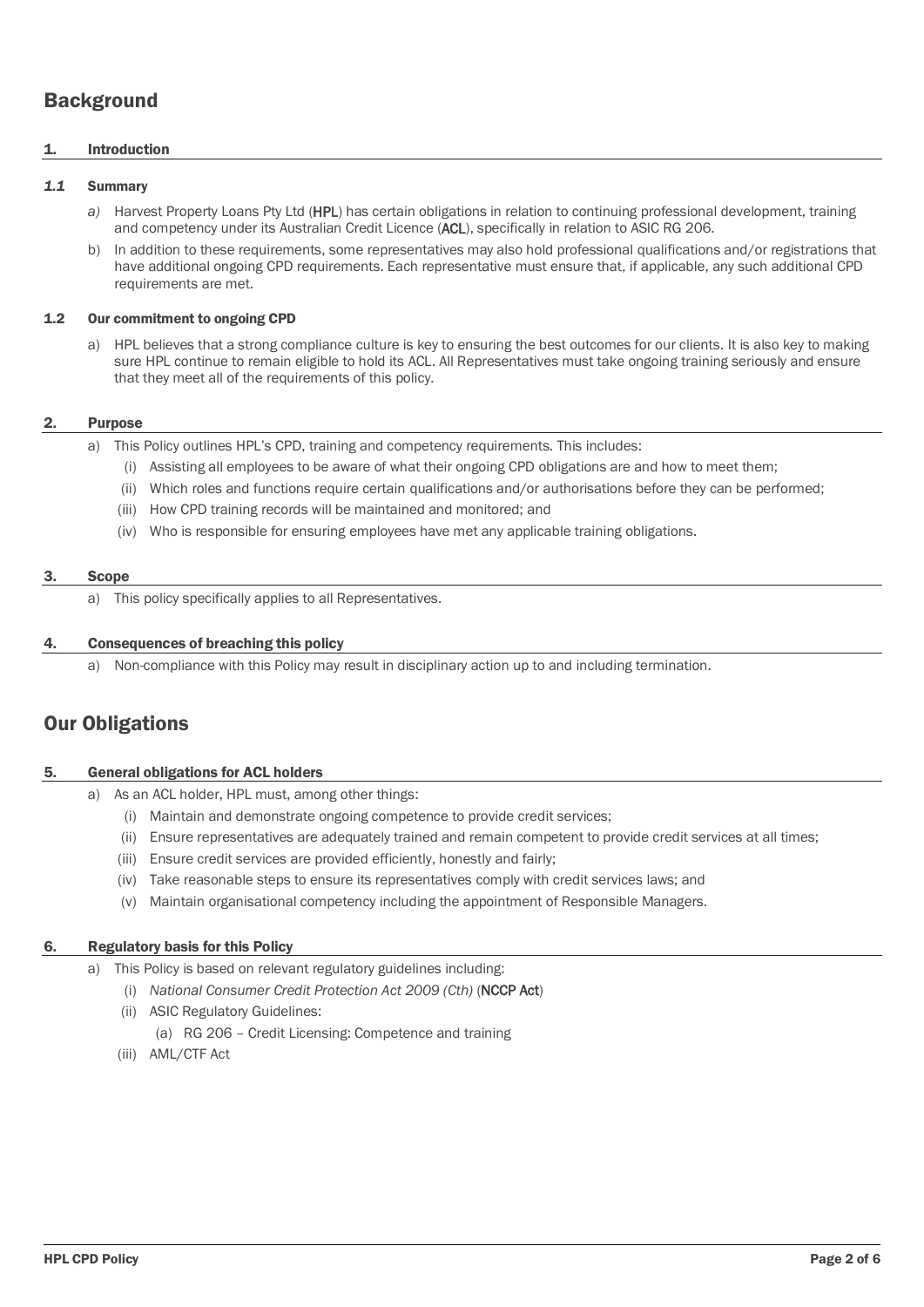# Background

## 1. Introduction

### *1.1* Summary

*a)* Harvest Property Loans Pty Ltd (**HPL**) has certain obligations in relation to continuing professional development, training and competency under its Australian Credit Licence (**ACL**), specifically in relation to ASIC RG 206.

b) In addition to these requirements, some representatives may also hold professional qualifications and/or registrations that have additional ongoing CPD requirements. Each representative must ensure that, if applicable, any such additional CPD requirements are met.

### 1.2 Our commitment to ongoing CPD

a) HPL believes that a strong compliance culture is key to ensuring the best outcomes for our clients. It is also key to making sure HPL continue to remain eligible to hold its ACL. All Representatives must take ongoing training seriously and ensure that they meet all of the requirements of this policy.

## 2. Purpose

a) This Policy outlines HPL's CPD, training and competency requirements. This includes:

(i) Assisting all employees to be aware of what their ongoing CPD obligations are and how to meet them;

(ii) Which roles and functions require certain qualifications and/or authorisations before they can be performed;

(iii) How CPD training records will be maintained and monitored; and

(iv) Who is responsible for ensuring employees have met any applicable training obligations.

## 3. Scope

a) This policy specifically applies to all Representatives.

## 4. Consequences of breaching this policy

a) Non-compliance with this Policy may result in disciplinary action up to and including termination.

# Our Obligations

## 5. General obligations for ACL holders

a) As an ACL holder, HPL must, among other things:

(i) Maintain and demonstrate ongoing competence to provide credit services;

(ii) Ensure representatives are adequately trained and remain competent to provide credit services at all times;

(iii) Ensure credit services are provided efficiently, honestly and fairly;

(iv) Take reasonable steps to ensure its representatives comply with credit services laws; and

(v) Maintain organisational competency including the appointment of Responsible Managers.

## 6. Regulatory basis for this Policy

a) This Policy is based on relevant regulatory guidelines including:

(i) *National Consumer Credit Protection Act 2009 (Cth)* (**NCCP Act**)

(ii) ASIC Regulatory Guidelines:

(a) RG 206 – Credit Licensing: Competence and training

(iii) AML/CTF Act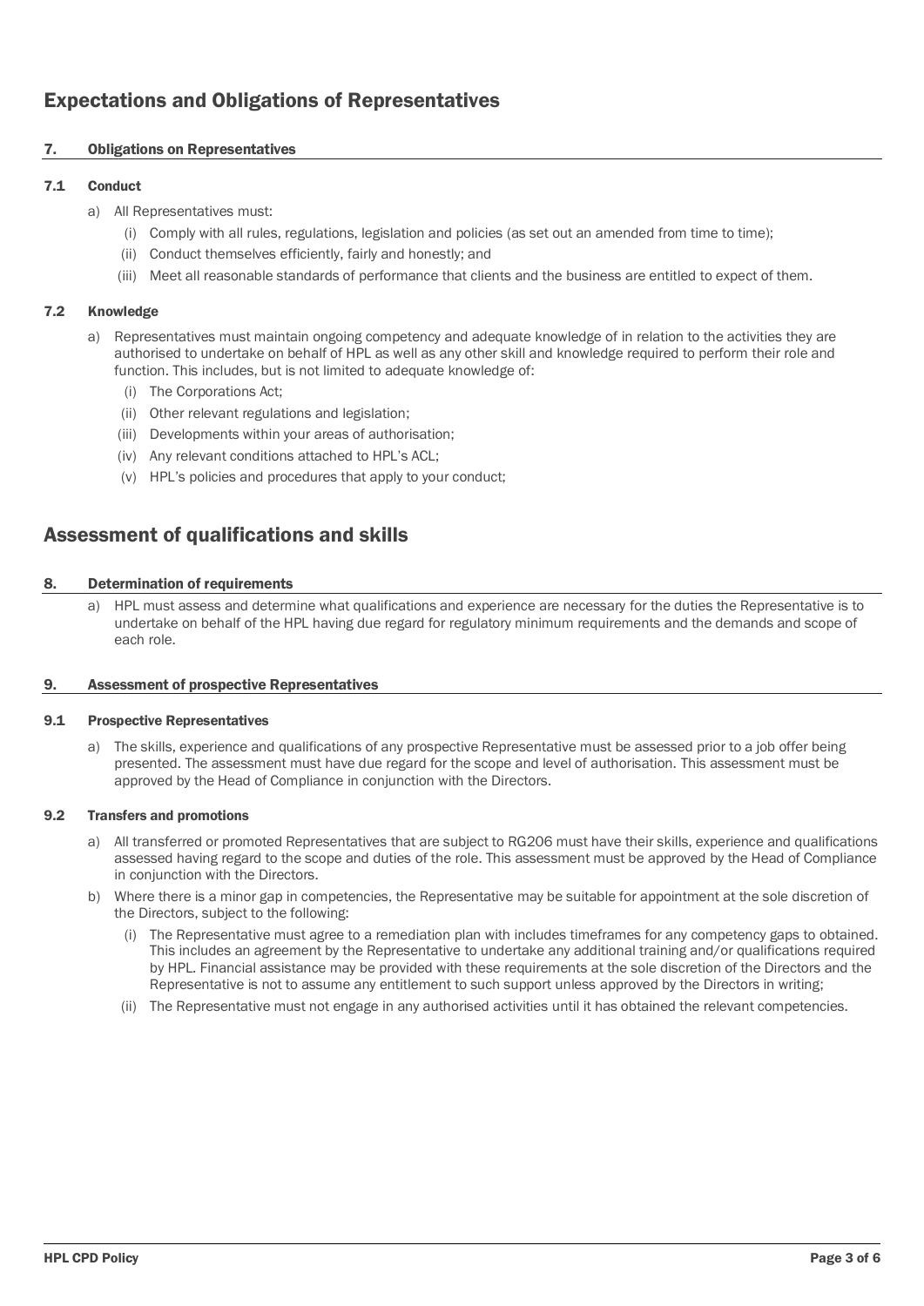## Expectations and Obligations of Representatives

### 7. Obligations on Representatives

#### 7.1 Conduct

a) All Representatives must:

(i) Comply with all rules, regulations, legislation and policies (as set out an amended from time to time);

(ii) Conduct themselves efficiently, fairly and honestly; and

(iii) Meet all reasonable standards of performance that clients and the business are entitled to expect of them.

#### 7.2 Knowledge

a) Representatives must maintain ongoing competency and adequate knowledge of in relation to the activities they are authorised to undertake on behalf of HPL as well as any other skill and knowledge required to perform their role and function. This includes, but is not limited to adequate knowledge of:

(i) The Corporations Act;

(ii) Other relevant regulations and legislation;

(iii) Developments within your areas of authorisation;

(iv) Any relevant conditions attached to HPL's ACL;

(v) HPL's policies and procedures that apply to your conduct;

## Assessment of qualifications and skills

### 8. Determination of requirements

a) HPL must assess and determine what qualifications and experience are necessary for the duties the Representative is to undertake on behalf of the HPL having due regard for regulatory minimum requirements and the demands and scope of each role.

### 9. Assessment of prospective Representatives

#### 9.1 Prospective Representatives

a) The skills, experience and qualifications of any prospective Representative must be assessed prior to a job offer being presented. The assessment must have due regard for the scope and level of authorisation. This assessment must be approved by the Head of Compliance in conjunction with the Directors.

#### 9.2 Transfers and promotions

a) All transferred or promoted Representatives that are subject to RG206 must have their skills, experience and qualifications assessed having regard to the scope and duties of the role. This assessment must be approved by the Head of Compliance in conjunction with the Directors.

b) Where there is a minor gap in competencies, the Representative may be suitable for appointment at the sole discretion of the Directors, subject to the following:

(i) The Representative must agree to a remediation plan with includes timeframes for any competency gaps to obtained. This includes an agreement by the Representative to undertake any additional training and/or qualifications required by HPL. Financial assistance may be provided with these requirements at the sole discretion of the Directors and the Representative is not to assume any entitlement to such support unless approved by the Directors in writing;

(ii) The Representative must not engage in any authorised activities until it has obtained the relevant competencies.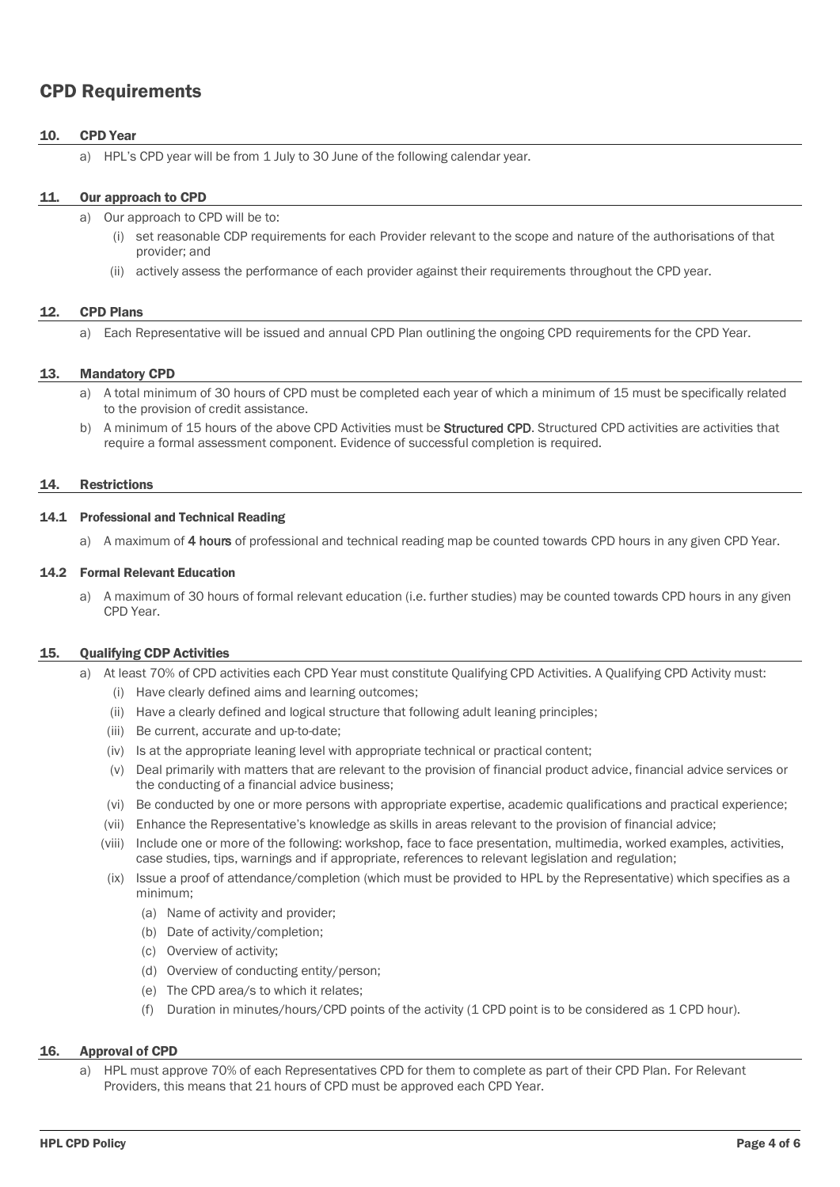# CPD Requirements

## 10. CPD Year

a) HPL's CPD year will be from 1 July to 30 June of the following calendar year.

## 11. Our approach to CPD

a) Our approach to CPD will be to:

(i) set reasonable CDP requirements for each Provider relevant to the scope and nature of the authorisations of that provider; and

(ii) actively assess the performance of each provider against their requirements throughout the CPD year.

## 12. CPD Plans

a) Each Representative will be issued and annual CPD Plan outlining the ongoing CPD requirements for the CPD Year.

## 13. Mandatory CPD

a) A total minimum of 30 hours of CPD must be completed each year of which a minimum of 15 must be specifically related to the provision of credit assistance.

b) A minimum of 15 hours of the above CPD Activities must be **Structured CPD**. Structured CPD activities are activities that require a formal assessment component. Evidence of successful completion is required.

## 14. Restrictions

### 14.1 Professional and Technical Reading

a) A maximum of **4 hours** of professional and technical reading map be counted towards CPD hours in any given CPD Year.

### 14.2 Formal Relevant Education

a) A maximum of 30 hours of formal relevant education (i.e. further studies) may be counted towards CPD hours in any given CPD Year.

## 15. Qualifying CDP Activities

a) At least 70% of CPD activities each CPD Year must constitute Qualifying CPD Activities. A Qualifying CPD Activity must:

(i) Have clearly defined aims and learning outcomes;

(ii) Have a clearly defined and logical structure that following adult leaning principles;

(iii) Be current, accurate and up-to-date;

(iv) Is at the appropriate leaning level with appropriate technical or practical content;

(v) Deal primarily with matters that are relevant to the provision of financial product advice, financial advice services or the conducting of a financial advice business;

(vi) Be conducted by one or more persons with appropriate expertise, academic qualifications and practical experience;

(vii) Enhance the Representative's knowledge as skills in areas relevant to the provision of financial advice;

(viii) Include one or more of the following: workshop, face to face presentation, multimedia, worked examples, activities, case studies, tips, warnings and if appropriate, references to relevant legislation and regulation;

(ix) Issue a proof of attendance/completion (which must be provided to HPL by the Representative) which specifies as a minimum;

(a) Name of activity and provider;

(b) Date of activity/completion;

(c) Overview of activity;

(d) Overview of conducting entity/person;

(e) The CPD area/s to which it relates;

(f) Duration in minutes/hours/CPD points of the activity (1 CPD point is to be considered as 1 CPD hour).

## 16. Approval of CPD

a) HPL must approve 70% of each Representatives CPD for them to complete as part of their CPD Plan. For Relevant Providers, this means that 21 hours of CPD must be approved each CPD Year.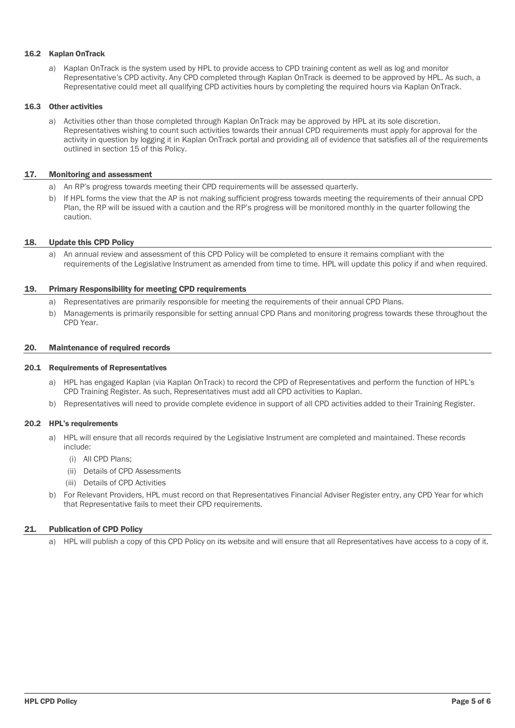### 16.2 Kaplan OnTrack

a) Kaplan OnTrack is the system used by HPL to provide access to CPD training content as well as log and monitor Representative's CPD activity. Any CPD completed through Kaplan OnTrack is deemed to be approved by HPL. As such, a Representative could meet all qualifying CPD activities hours by completing the required hours via Kaplan OnTrack.

### 16.3 Other activities

a) Activities other than those completed through Kaplan OnTrack may be approved by HPL at its sole discretion. Representatives wishing to count such activities towards their annual CPD requirements must apply for approval for the activity in question by logging it in Kaplan OnTrack portal and providing all of evidence that satisfies all of the requirements outlined in section 15 of this Policy.

## 17. Monitoring and assessment

a) An RP's progress towards meeting their CPD requirements will be assessed quarterly.

b) If HPL forms the view that the AP is not making sufficient progress towards meeting the requirements of their annual CPD Plan, the RP will be issued with a caution and the RP's progress will be monitored monthly in the quarter following the caution.

## 18. Update this CPD Policy

a) An annual review and assessment of this CPD Policy will be completed to ensure it remains compliant with the requirements of the Legislative Instrument as amended from time to time. HPL will update this policy if and when required.

## 19. Primary Responsibility for meeting CPD requirements

a) Representatives are primarily responsible for meeting the requirements of their annual CPD Plans.

b) Managements is primarily responsible for setting annual CPD Plans and monitoring progress towards these throughout the CPD Year.

## 20. Maintenance of required records

### 20.1 Requirements of Representatives

a) HPL has engaged Kaplan (via Kaplan OnTrack) to record the CPD of Representatives and perform the function of HPL's CPD Training Register. As such, Representatives must add all CPD activities to Kaplan.

b) Representatives will need to provide complete evidence in support of all CPD activities added to their Training Register.

### 20.2 HPL's requirements

a) HPL will ensure that all records required by the Legislative Instrument are completed and maintained. These records include:

   (i) All CPD Plans;

   (ii) Details of CPD Assessments

   (iii) Details of CPD Activities

b) For Relevant Providers, HPL must record on that Representatives Financial Adviser Register entry, any CPD Year for which that Representative fails to meet their CPD requirements.

## 21. Publication of CPD Policy

a) HPL will publish a copy of this CPD Policy on its website and will ensure that all Representatives have access to a copy of it.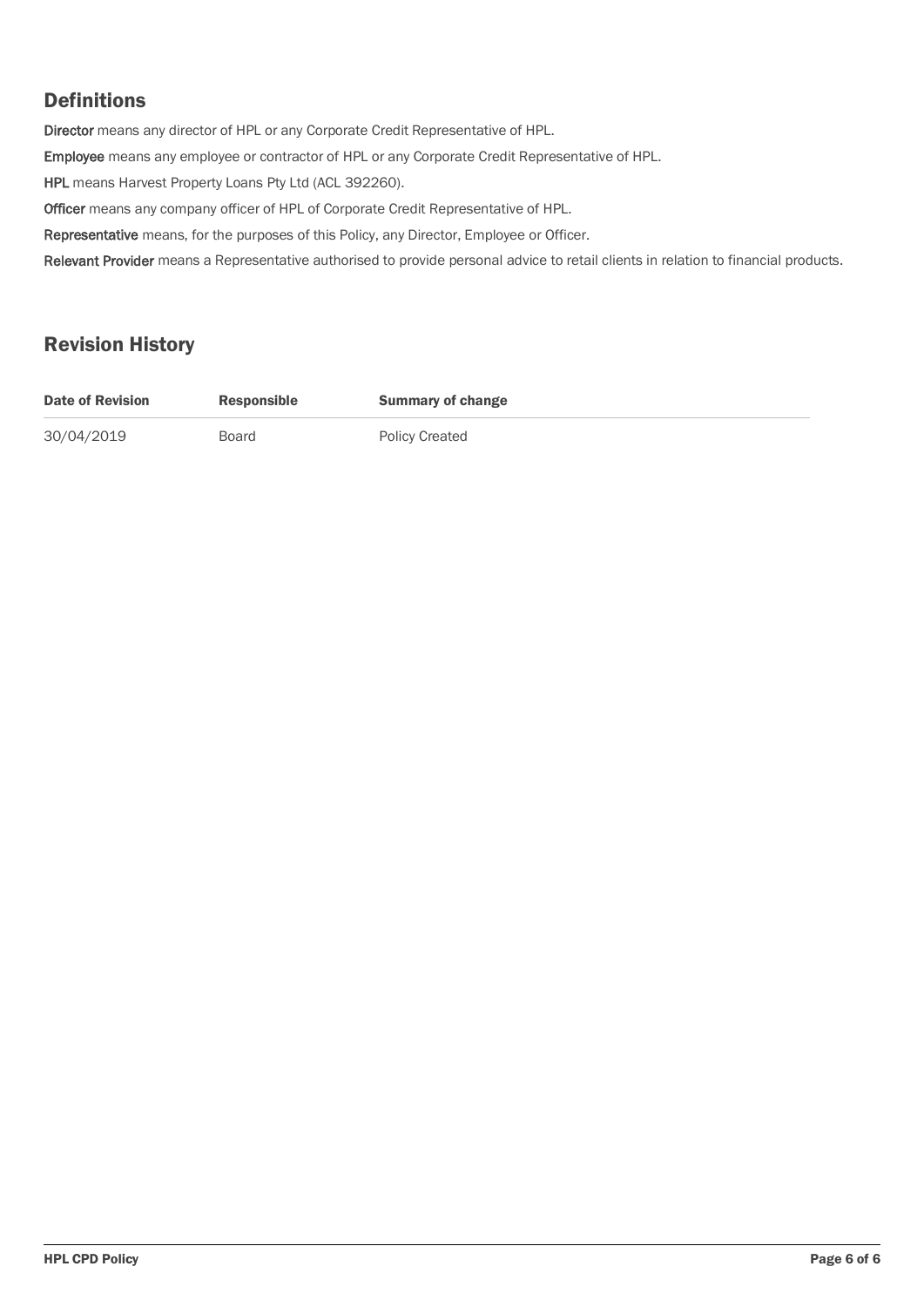## Definitions

**Director** means any director of HPL or any Corporate Credit Representative of HPL.

**Employee** means any employee or contractor of HPL or any Corporate Credit Representative of HPL.

**HPL** means Harvest Property Loans Pty Ltd (ACL 392260).

**Officer** means any company officer of HPL of Corporate Credit Representative of HPL.

**Representative** means, for the purposes of this Policy, any Director, Employee or Officer.

**Relevant Provider** means a Representative authorised to provide personal advice to retail clients in relation to financial products.

## Revision History

| Date of Revision | Responsible | Summary of change |
|---|---|---|
| 30/04/2019 | Board | Policy Created |